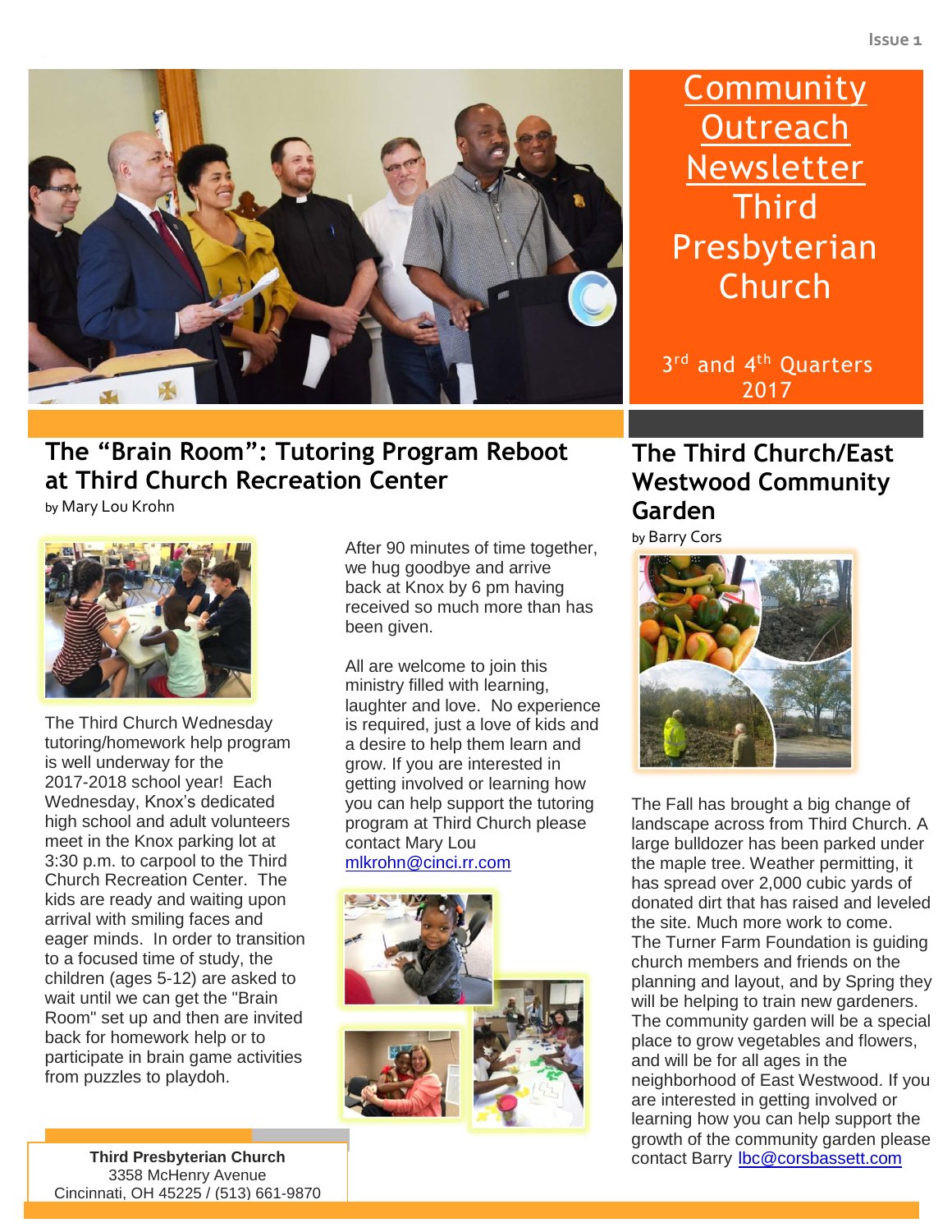# Community Outreach Newsletter Third Presbyterian Church

3rd and 4th Quarters 2017

## The "Brain Room": Tutoring Program Reboot at Third Church Recreation Center

by Mary Lou Krohn

The Third Church Wednesday tutoring/homework help program is well underway for the 2017-2018 school year! Each Wednesday, Knox's dedicated high school and adult volunteers meet in the Knox parking lot at 3:30 p.m. to carpool to the Third Church Recreation Center. The kids are ready and waiting upon arrival with smiling faces and eager minds. In order to transition to a focused time of study, the children (ages 5-12) are asked to wait until we can get the "Brain Room" set up and then are invited back for homework help or to participate in brain game activities from puzzles to playdoh.

After 90 minutes of time together, we hug goodbye and arrive back at Knox by 6 pm having received so much more than has been given.

All are welcome to join this ministry filled with learning, laughter and love. No experience is required, just a love of kids and a desire to help them learn and grow. If you are interested in getting involved or learning how you can help support the tutoring program at Third Church please contact Mary Lou mlkrohn@cinci.rr.com

## The Third Church/East Westwood Community Garden

by Barry Cors

The Fall has brought a big change of landscape across from Third Church. A large bulldozer has been parked under the maple tree. Weather permitting, it has spread over 2,000 cubic yards of donated dirt that has raised and leveled the site. Much more work to come. The Turner Farm Foundation is guiding church members and friends on the planning and layout, and by Spring they will be helping to train new gardeners. The community garden will be a special place to grow vegetables and flowers, and will be for all ages in the neighborhood of East Westwood. If you are interested in getting involved or learning how you can help support the growth of the community garden please contact Barry lbc@corsbassett.com

**Third Presbyterian Church**
3358 McHenry Avenue
Cincinnati, OH 45225 / (513) 661-9870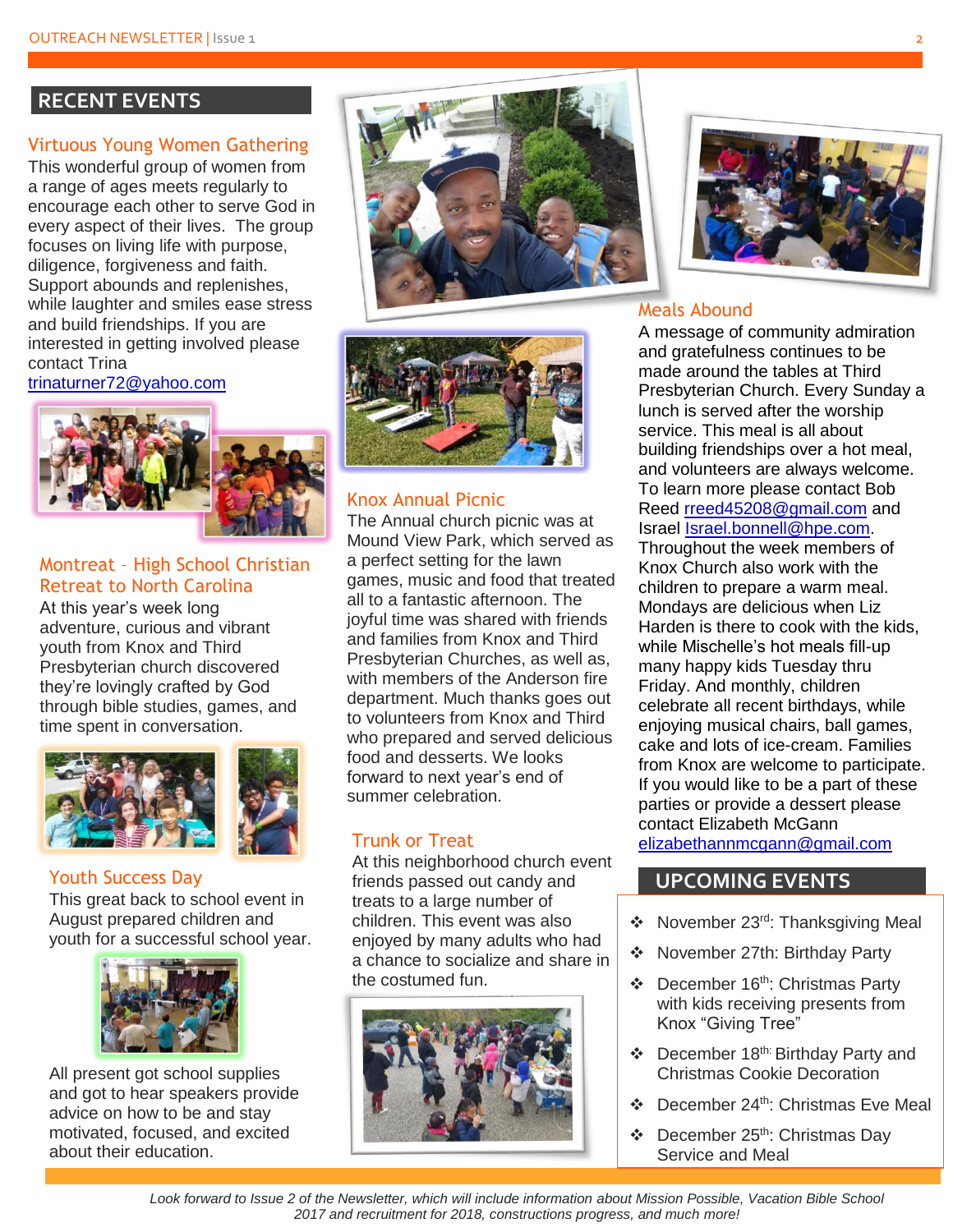## RECENT EVENTS

### Virtuous Young Women Gathering

This wonderful group of women from a range of ages meets regularly to encourage each other to serve God in every aspect of their lives. The group focuses on living life with purpose, diligence, forgiveness and faith. Support abounds and replenishes, while laughter and smiles ease stress and build friendships. If you are interested in getting involved please contact Trina trinaturner72@yahoo.com

### Montreat – High School Christian Retreat to North Carolina

At this year's week long adventure, curious and vibrant youth from Knox and Third Presbyterian church discovered they're lovingly crafted by God through bible studies, games, and time spent in conversation.

### Youth Success Day

This great back to school event in August prepared children and youth for a successful school year.

All present got school supplies and got to hear speakers provide advice on how to be and stay motivated, focused, and excited about their education.

### Knox Annual Picnic

The Annual church picnic was at Mound View Park, which served as a perfect setting for the lawn games, music and food that treated all to a fantastic afternoon. The joyful time was shared with friends and families from Knox and Third Presbyterian Churches, as well as, with members of the Anderson fire department. Much thanks goes out to volunteers from Knox and Third who prepared and served delicious food and desserts. We looks forward to next year's end of summer celebration.

### Trunk or Treat

At this neighborhood church event friends passed out candy and treats to a large number of children. This event was also enjoyed by many adults who had a chance to socialize and share in the costumed fun.

### Meals Abound

A message of community admiration and gratefulness continues to be made around the tables at Third Presbyterian Church. Every Sunday a lunch is served after the worship service. This meal is all about building friendships over a hot meal, and volunteers are always welcome. To learn more please contact Bob Reed rreed45208@gmail.com and Israel Israel.bonnell@hpe.com. Throughout the week members of Knox Church also work with the children to prepare a warm meal. Mondays are delicious when Liz Harden is there to cook with the kids, while Mischelle's hot meals fill-up many happy kids Tuesday thru Friday. And monthly, children celebrate all recent birthdays, while enjoying musical chairs, ball games, cake and lots of ice-cream. Families from Knox are welcome to participate. If you would like to be a part of these parties or provide a dessert please contact Elizabeth McGann elizabethannmcgann@gmail.com

## UPCOMING EVENTS

- November 23rd: Thanksgiving Meal
- November 27th: Birthday Party
- December 16th: Christmas Party with kids receiving presents from Knox "Giving Tree"
- December 18th: Birthday Party and Christmas Cookie Decoration
- December 24th: Christmas Eve Meal
- December 25th: Christmas Day Service and Meal

*Look forward to Issue 2 of the Newsletter, which will include information about Mission Possible, Vacation Bible School 2017 and recruitment for 2018, constructions progress, and much more!*